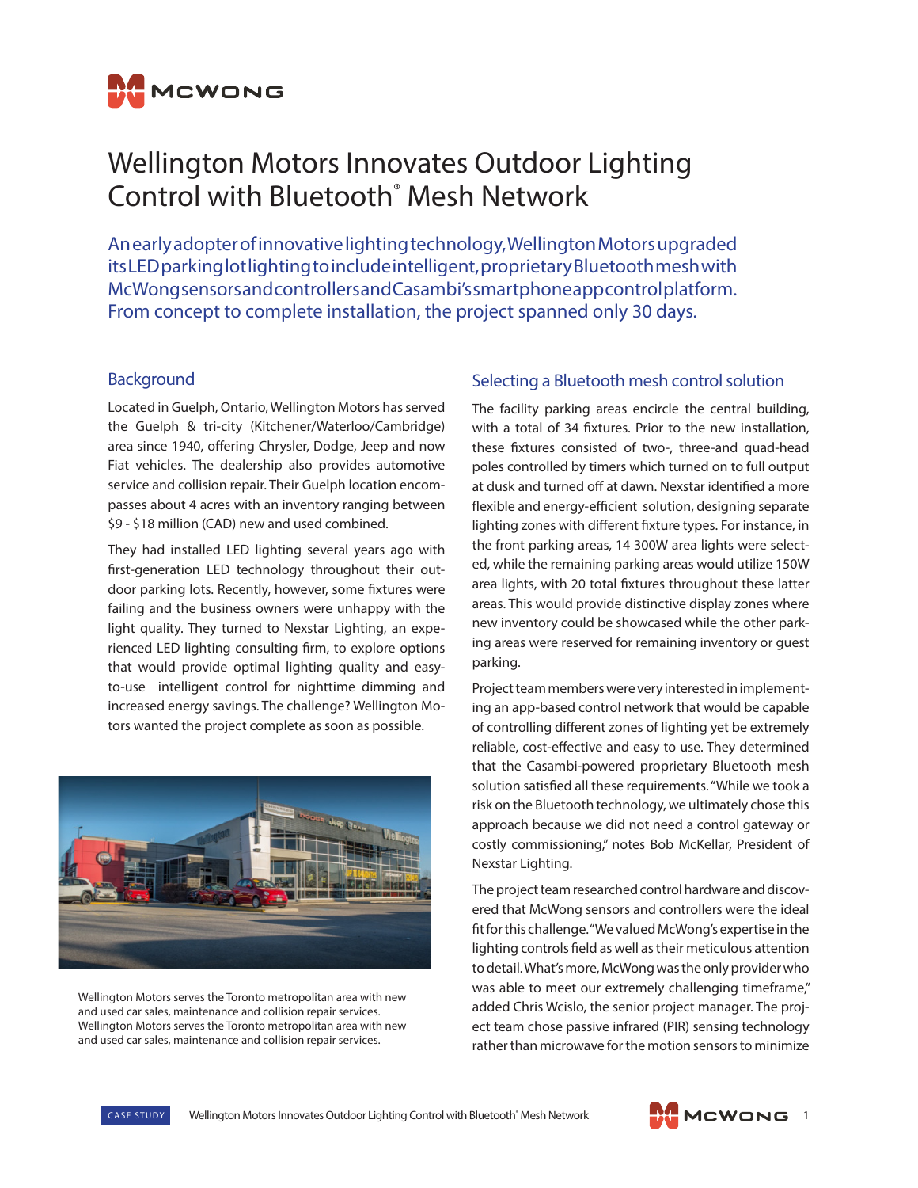# Wellington Motors Innovates Outdoor Lighting Control with Bluetooth® Mesh Network

An early adopter of innovative lighting technology, Wellington Motors upgraded its LED parking lot lighting to include intelligent, proprietary Bluetooth mesh with McWong sensors and controllers and Casambi's smartphone app control platform. From concept to complete installation, the project spanned only 30 days.

## Background

Located in Guelph, Ontario, Wellington Motors has served the Guelph & tri-city (Kitchener/Waterloo/Cambridge) area since 1940, offering Chrysler, Dodge, Jeep and now Fiat vehicles. The dealership also provides automotive service and collision repair. Their Guelph location encompasses about 4 acres with an inventory ranging between $9 - $18 million (CAD) new and used combined.

They had installed LED lighting several years ago with first-generation LED technology throughout their outdoor parking lots. Recently, however, some fixtures were failing and the business owners were unhappy with the light quality. They turned to Nexstar Lighting, an experienced LED lighting consulting firm, to explore options that would provide optimal lighting quality and easy-to-use intelligent control for nighttime dimming and increased energy savings. The challenge? Wellington Motors wanted the project complete as soon as possible.

Wellington Motors serves the Toronto metropolitan area with new and used car sales, maintenance and collision repair services. Wellington Motors serves the Toronto metropolitan area with new and used car sales, maintenance and collision repair services.

## Selecting a Bluetooth mesh control solution

The facility parking areas encircle the central building, with a total of 34 fixtures. Prior to the new installation, these fixtures consisted of two-, three-and quad-head poles controlled by timers which turned on to full output at dusk and turned off at dawn. Nexstar identified a more flexible and energy-efficient solution, designing separate lighting zones with different fixture types. For instance, in the front parking areas, 14 300W area lights were selected, while the remaining parking areas would utilize 150W area lights, with 20 total fixtures throughout these latter areas. This would provide distinctive display zones where new inventory could be showcased while the other parking areas were reserved for remaining inventory or guest parking.

Project team members were very interested in implementing an app-based control network that would be capable of controlling different zones of lighting yet be extremely reliable, cost-effective and easy to use. They determined that the Casambi-powered proprietary Bluetooth mesh solution satisfied all these requirements. "While we took a risk on the Bluetooth technology, we ultimately chose this approach because we did not need a control gateway or costly commissioning," notes Bob McKellar, President of Nexstar Lighting.

The project team researched control hardware and discovered that McWong sensors and controllers were the ideal fit for this challenge. "We valued McWong's expertise in the lighting controls field as well as their meticulous attention to detail. What's more, McWong was the only provider who was able to meet our extremely challenging timeframe," added Chris Wcislo, the senior project manager. The project team chose passive infrared (PIR) sensing technology rather than microwave for the motion sensors to minimize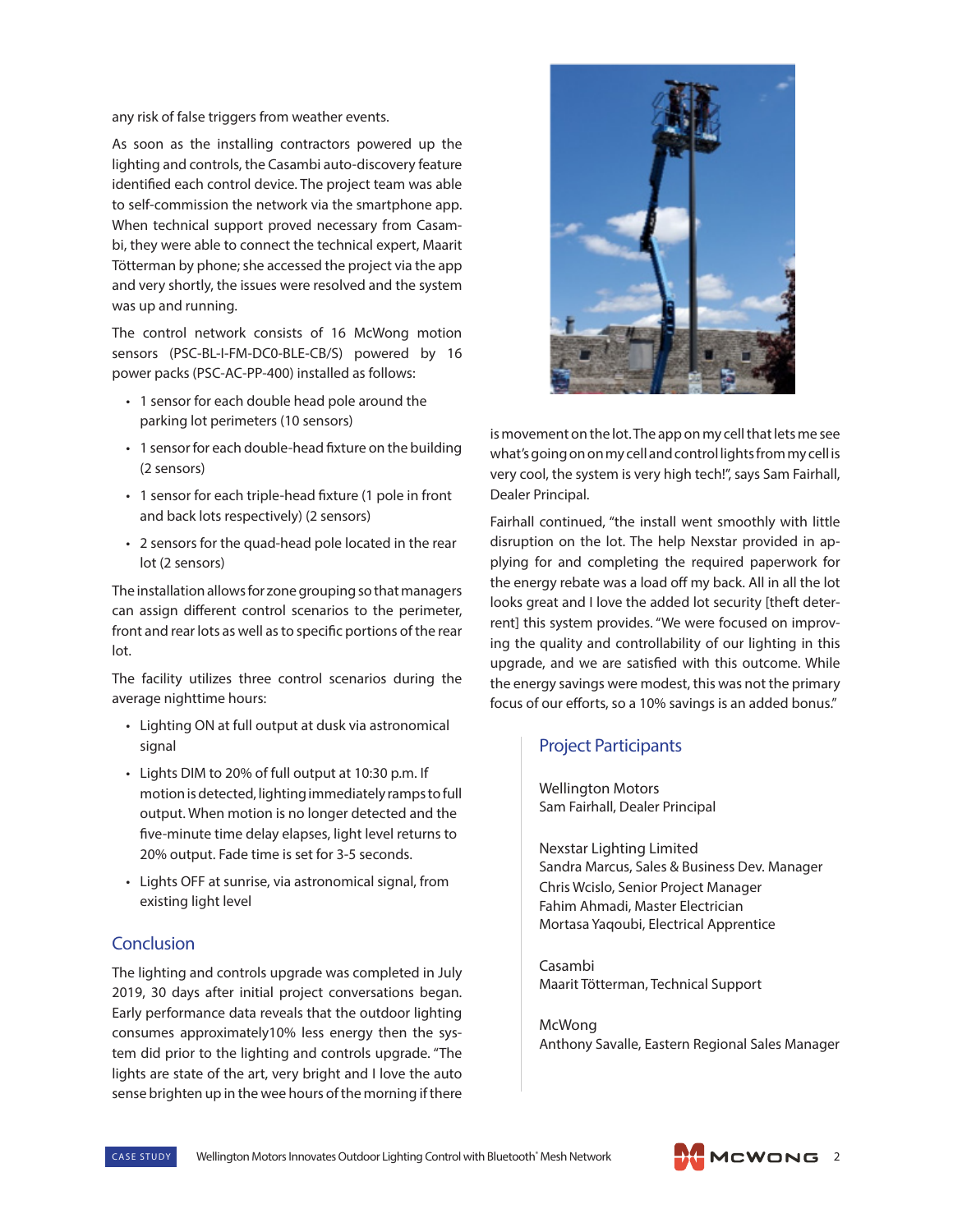any risk of false triggers from weather events.

As soon as the installing contractors powered up the lighting and controls, the Casambi auto-discovery feature identified each control device. The project team was able to self-commission the network via the smartphone app. When technical support proved necessary from Casambi, they were able to connect the technical expert, Maarit Tötterman by phone; she accessed the project via the app and very shortly, the issues were resolved and the system was up and running.

The control network consists of 16 McWong motion sensors (PSC-BL-I-FM-DC0-BLE-CB/S) powered by 16 power packs (PSC-AC-PP-400) installed as follows:

- 1 sensor for each double head pole around the parking lot perimeters (10 sensors)
- 1 sensor for each double-head fixture on the building (2 sensors)
- 1 sensor for each triple-head fixture (1 pole in front and back lots respectively) (2 sensors)
- 2 sensors for the quad-head pole located in the rear lot (2 sensors)

The installation allows for zone grouping so that managers can assign different control scenarios to the perimeter, front and rear lots as well as to specific portions of the rear lot.

The facility utilizes three control scenarios during the average nighttime hours:

- Lighting ON at full output at dusk via astronomical signal
- Lights DIM to 20% of full output at 10:30 p.m. If motion is detected, lighting immediately ramps to full output. When motion is no longer detected and the five-minute time delay elapses, light level returns to 20% output. Fade time is set for 3-5 seconds.
- Lights OFF at sunrise, via astronomical signal, from existing light level

## Conclusion

The lighting and controls upgrade was completed in July 2019, 30 days after initial project conversations began. Early performance data reveals that the outdoor lighting consumes approximately10% less energy then the system did prior to the lighting and controls upgrade. "The lights are state of the art, very bright and I love the auto sense brighten up in the wee hours of the morning if there is movement on the lot. The app on my cell that lets me see what's going on on my cell and control lights from my cell is very cool, the system is very high tech!", says Sam Fairhall, Dealer Principal.

Fairhall continued, "the install went smoothly with little disruption on the lot. The help Nexstar provided in applying for and completing the required paperwork for the energy rebate was a load off my back. All in all the lot looks great and I love the added lot security [theft deterrent] this system provides. "We were focused on improving the quality and controllability of our lighting in this upgrade, and we are satisfied with this outcome. While the energy savings were modest, this was not the primary focus of our efforts, so a 10% savings is an added bonus."

## Project Participants

Wellington Motors
Sam Fairhall, Dealer Principal

Nexstar Lighting Limited
Sandra Marcus, Sales & Business Dev. Manager
Chris Wcislo, Senior Project Manager
Fahim Ahmadi, Master Electrician
Mortasa Yaqoubi, Electrical Apprentice

Casambi
Maarit Tötterman, Technical Support

McWong
Anthony Savalle, Eastern Regional Sales Manager